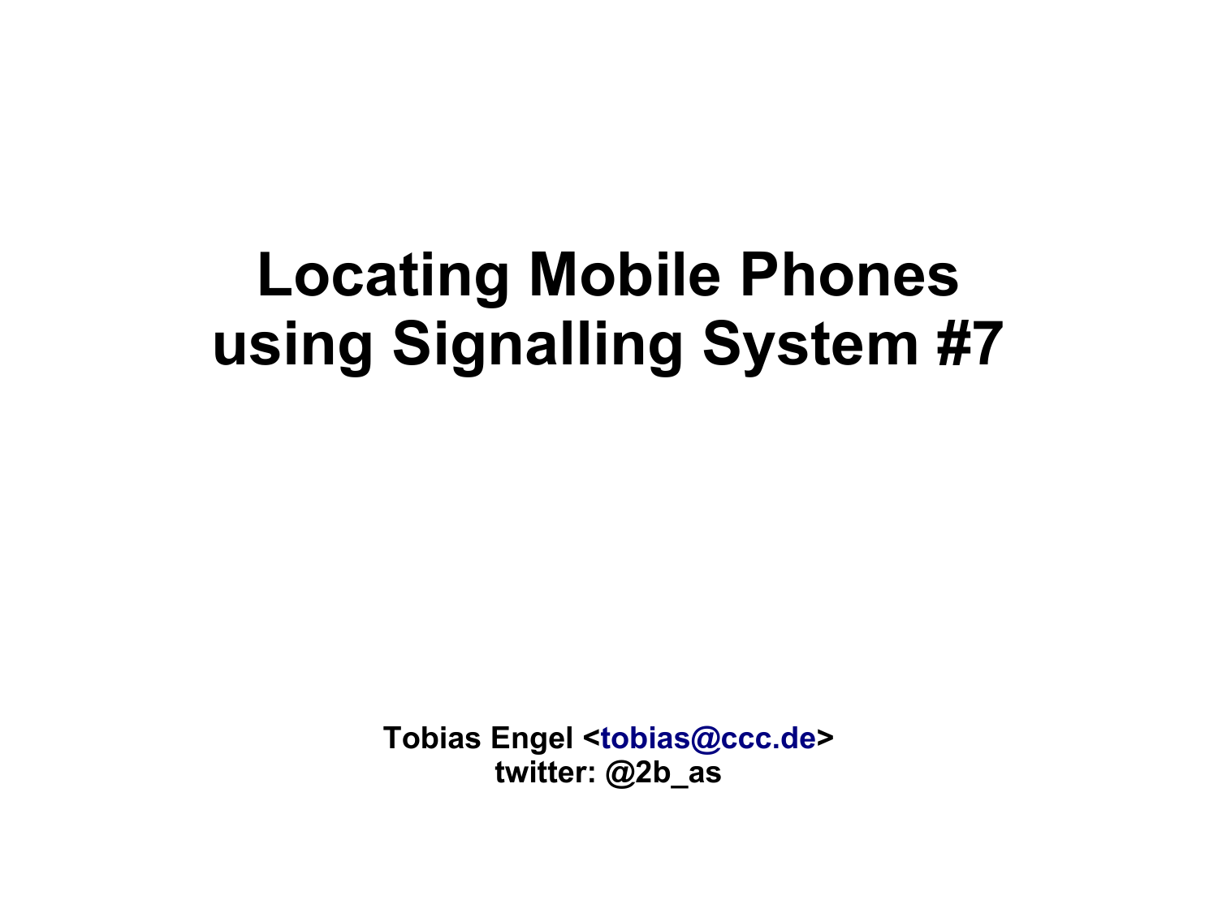# Locating Mobile Phones using Signalling System #7

**Tobias Engel <tobias@ccc.de>**
**twitter: @2b_as**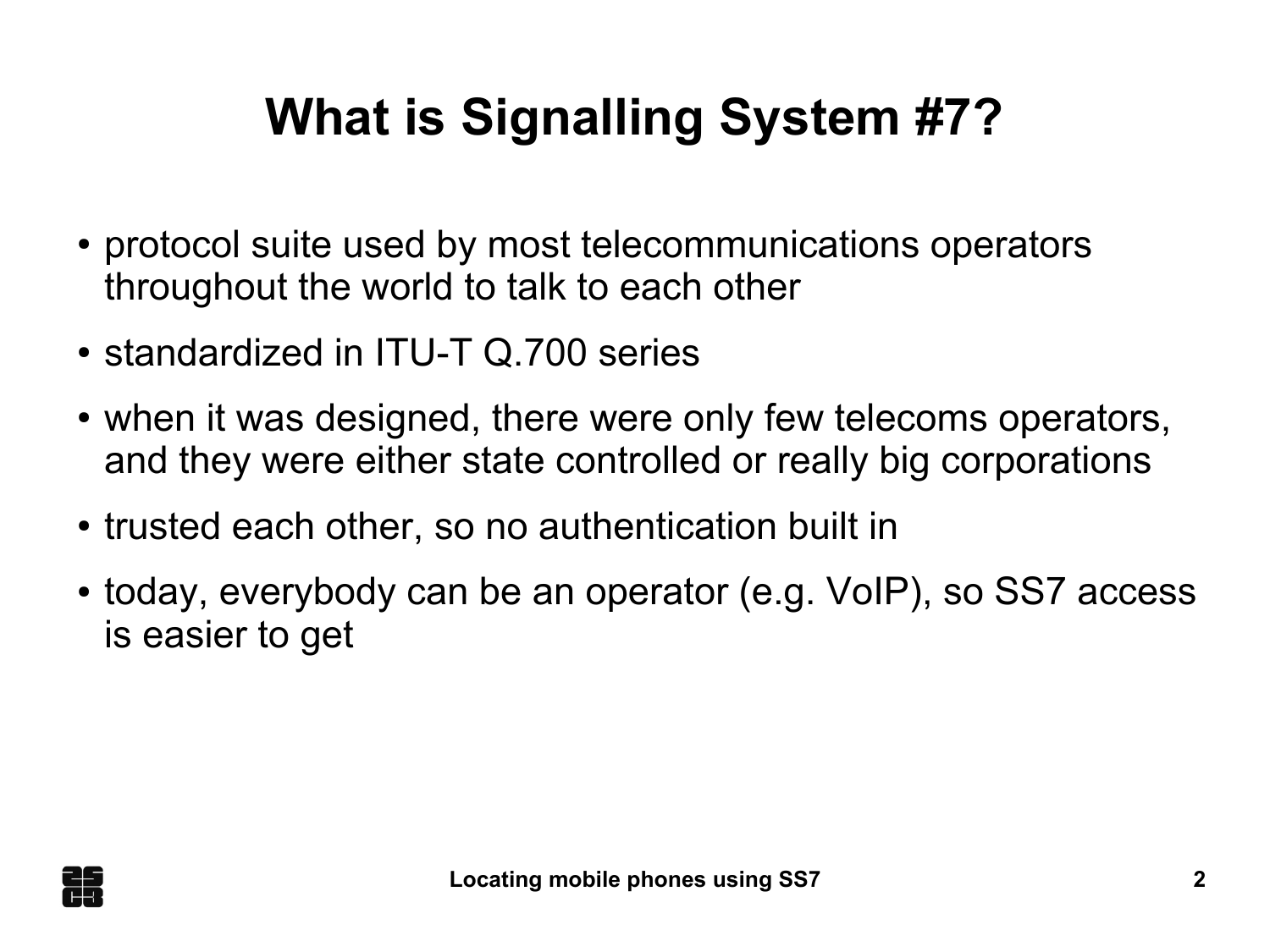# What is Signalling System #7?

- protocol suite used by most telecommunications operators throughout the world to talk to each other
- standardized in ITU-T Q.700 series
- when it was designed, there were only few telecoms operators, and they were either state controlled or really big corporations
- trusted each other, so no authentication built in
- today, everybody can be an operator (e.g. VoIP), so SS7 access is easier to get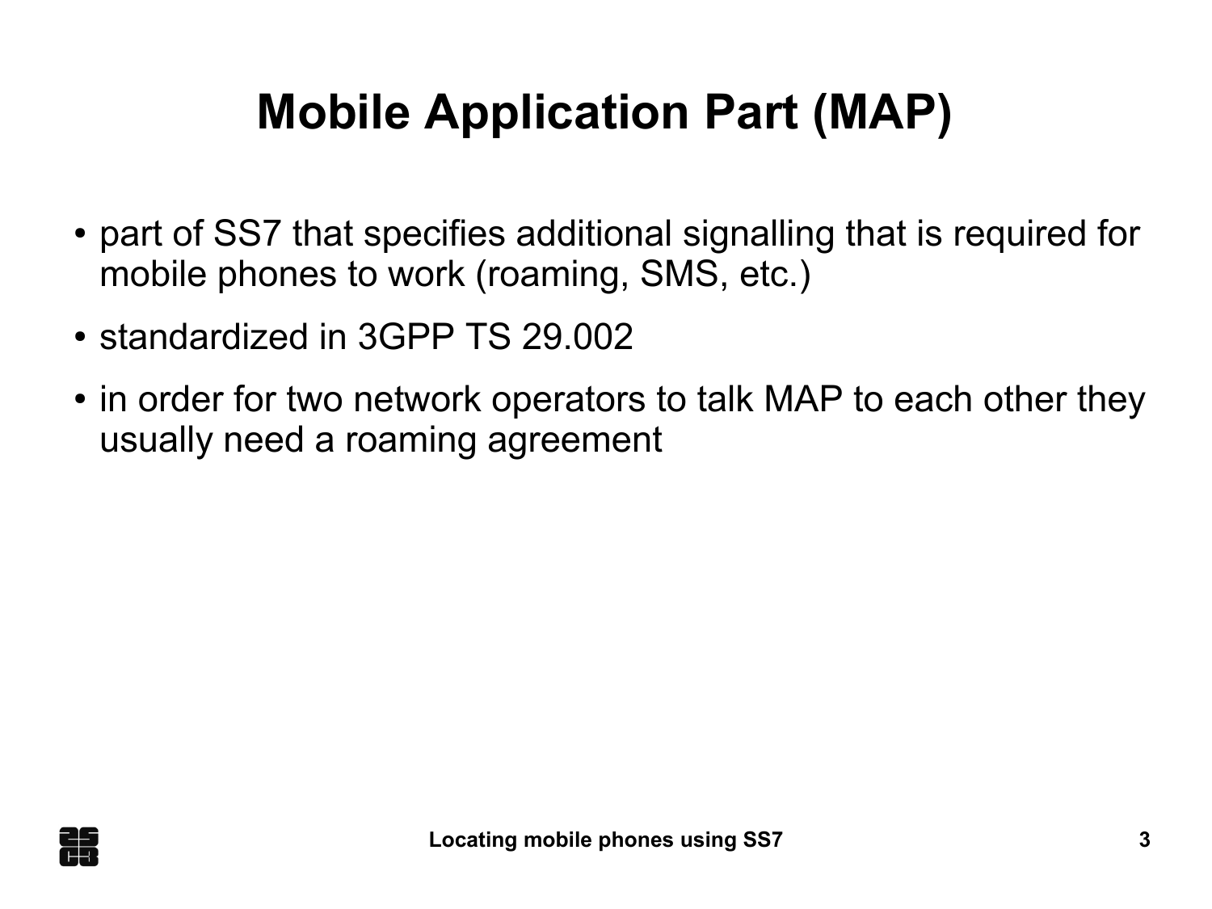# Mobile Application Part (MAP)

- part of SS7 that specifies additional signalling that is required for mobile phones to work (roaming, SMS, etc.)
- standardized in 3GPP TS 29.002
- in order for two network operators to talk MAP to each other they usually need a roaming agreement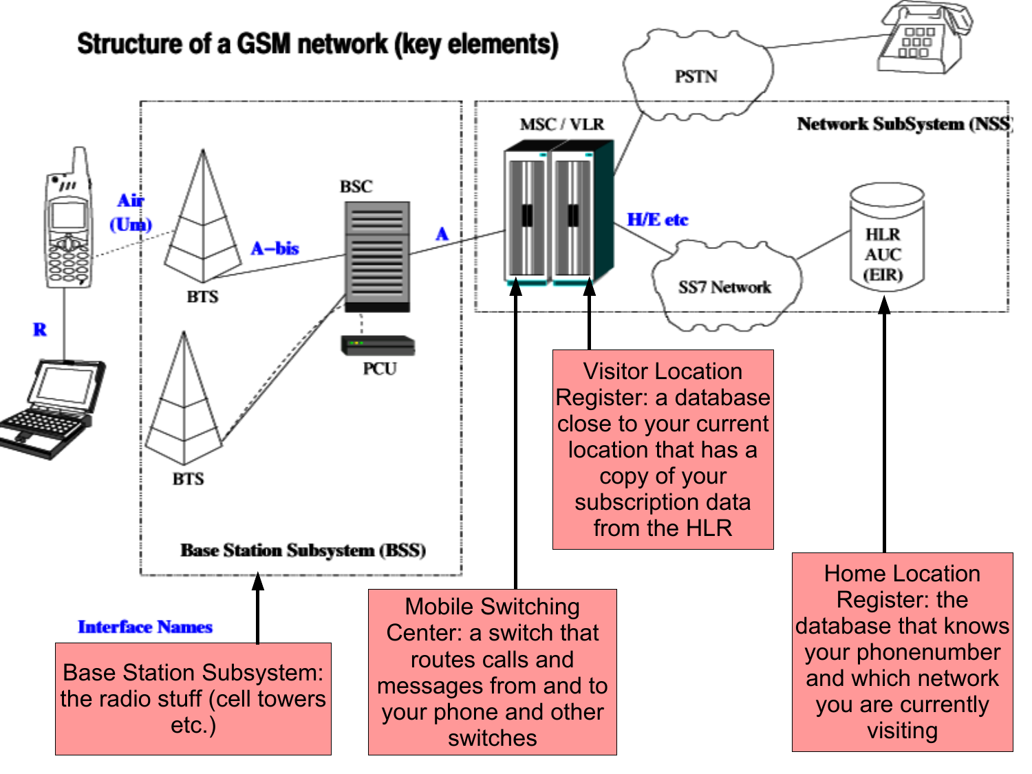# Structure of a GSM network (key elements)

Network SubSystem (NSS)

PSTN

MSC / VLR

H/E etc

SS7 Network

HLR
AUC
(EIR)

Air
(Um)

A–bis

BSC

A

BTS

PCU

BTS

R

Base Station Subsystem (BSS)

Interface Names

Base Station Subsystem: the radio stuff (cell towers etc.)

Mobile Switching Center: a switch that routes calls and messages from and to your phone and other switches

Visitor Location Register: a database close to your current location that has a copy of your subscription data from the HLR

Home Location Register: the database that knows your phonenumber and which network you are currently visiting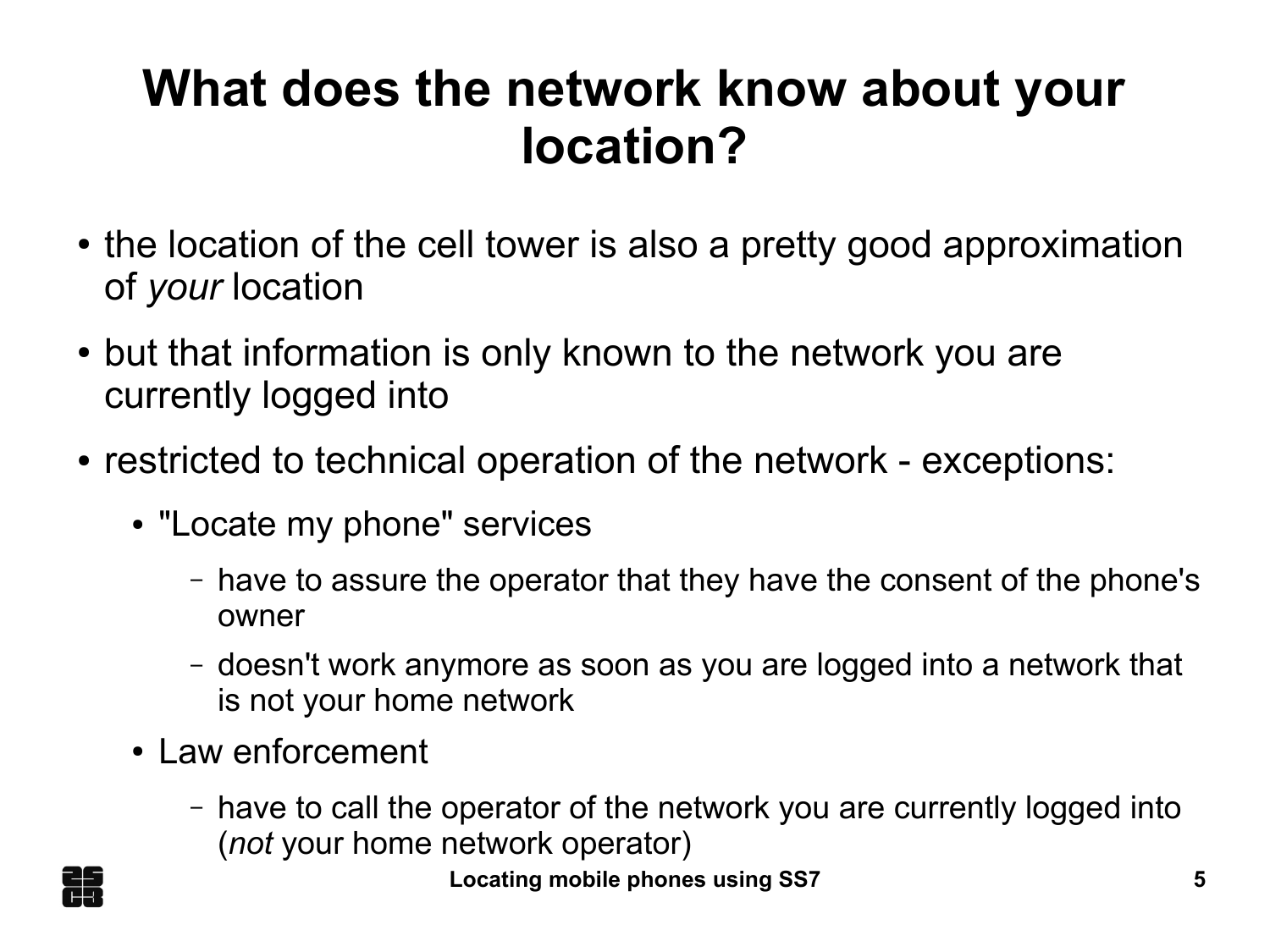# What does the network know about your location?

- the location of the cell tower is also a pretty good approximation of *your* location
- but that information is only known to the network you are currently logged into
- restricted to technical operation of the network - exceptions:
  - "Locate my phone" services
    - have to assure the operator that they have the consent of the phone's owner
    - doesn't work anymore as soon as you are logged into a network that is not your home network
  - Law enforcement
    - have to call the operator of the network you are currently logged into (*not* your home network operator)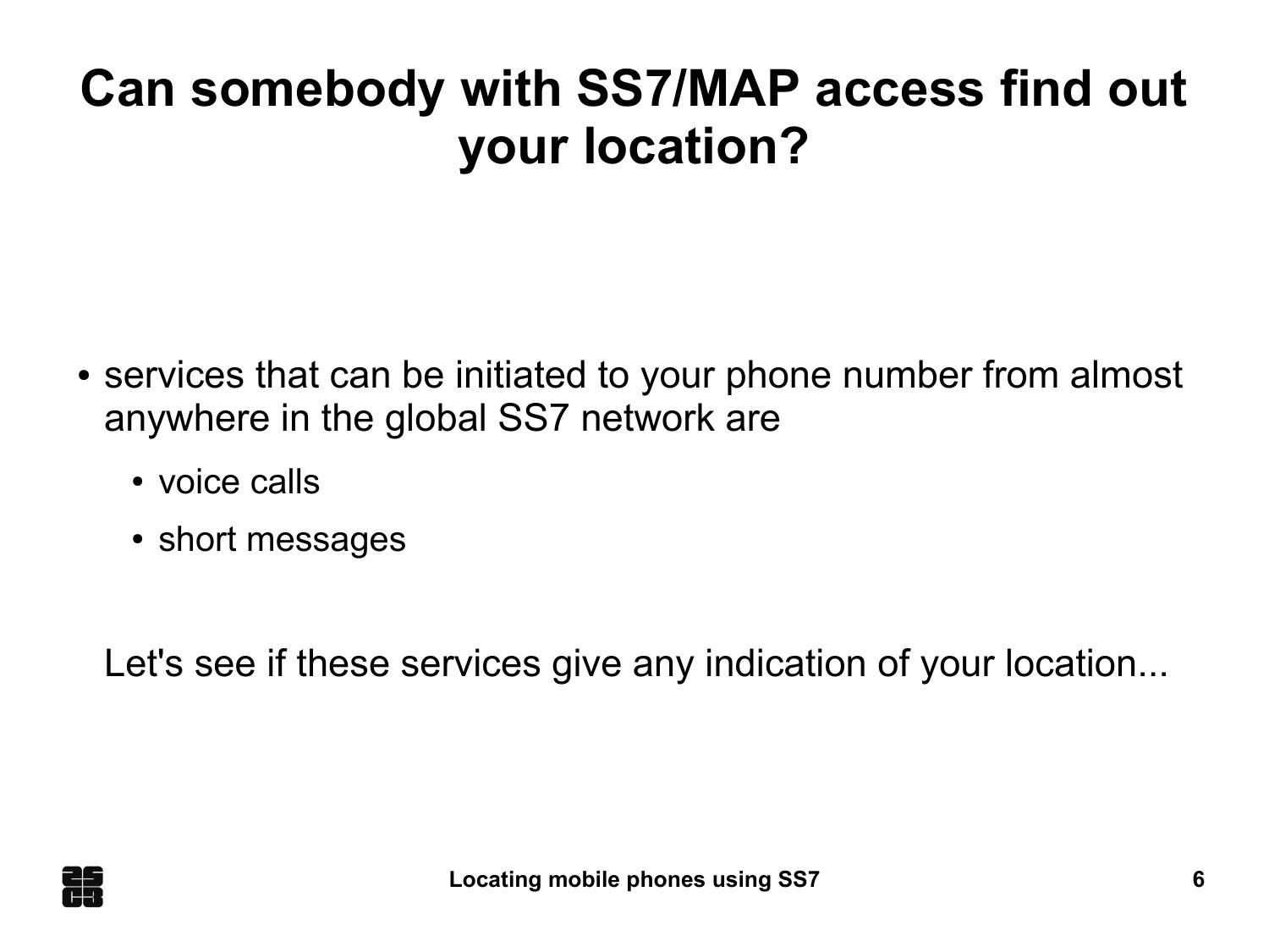# Can somebody with SS7/MAP access find out your location?

- services that can be initiated to your phone number from almost anywhere in the global SS7 network are
  - voice calls
  - short messages

Let's see if these services give any indication of your location...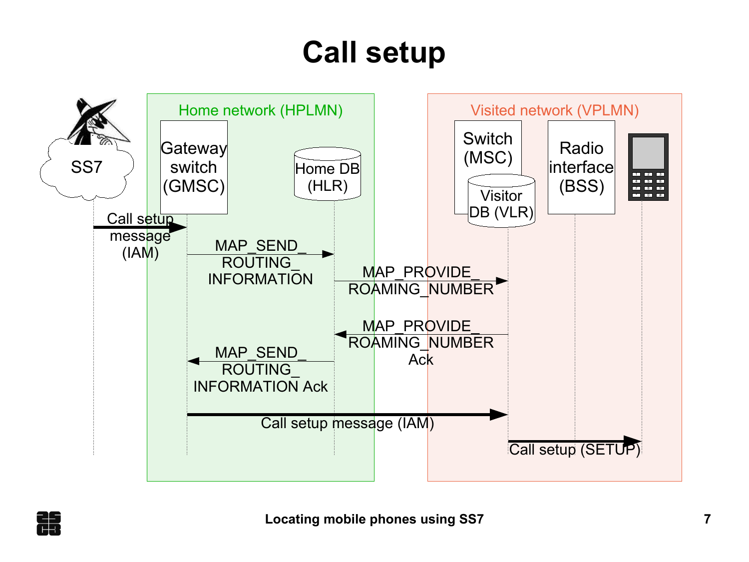# Call setup

Home network (HPLMN)

Visited network (VPLMN)

SS7

Gateway switch (GMSC)

Home DB (HLR)

Switch (MSC)

Visitor DB (VLR)

Radio interface (BSS)

Call setup message (IAM)

MAP_SEND_ROUTING_INFORMATION

MAP_PROVIDE_ROAMING_NUMBER

MAP_PROVIDE_ROAMING_NUMBER Ack

MAP_SEND_ROUTING_INFORMATION Ack

Call setup message (IAM)

Call setup (SETUP)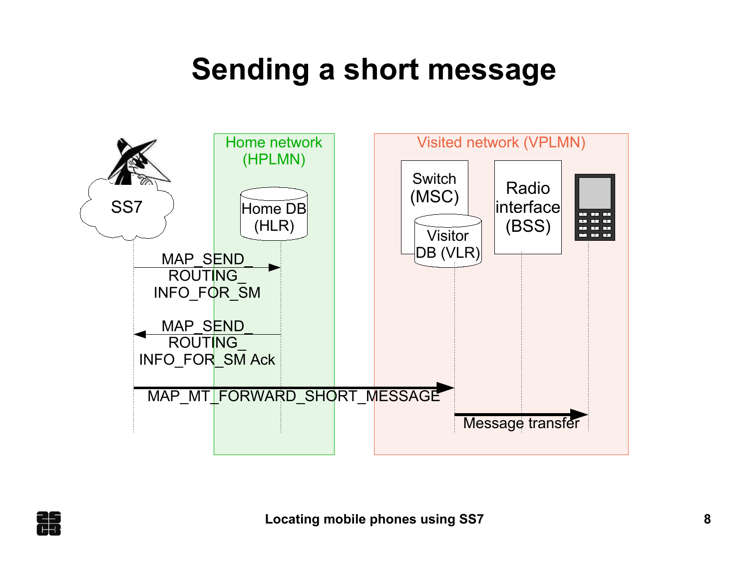# Sending a short message

SS7

Home network (HPLMN)

Home DB (HLR)

Visited network (VPLMN)

Switch (MSC)

Visitor DB (VLR)

Radio interface (BSS)

MAP_SEND_ROUTING_INFO_FOR_SM

MAP_SEND_ROUTING_INFO_FOR_SM Ack

MAP_MT_FORWARD_SHORT_MESSAGE

Message transfer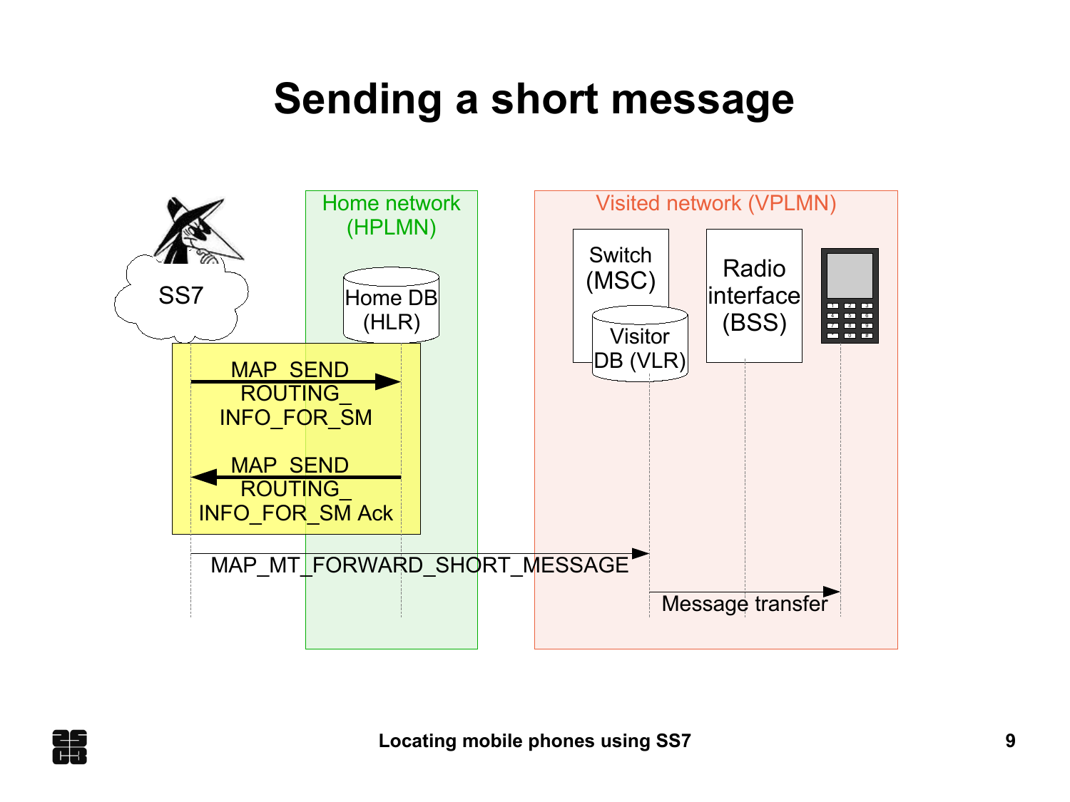# Sending a short message

SS7

Home network (HPLMN)

Home DB (HLR)

Visited network (VPLMN)

Switch (MSC)

Visitor DB (VLR)

Radio interface (BSS)

MAP_SEND_ROUTING_INFO_FOR_SM

MAP_SEND_ROUTING_INFO_FOR_SM Ack

MAP_MT_FORWARD_SHORT_MESSAGE

Message transfer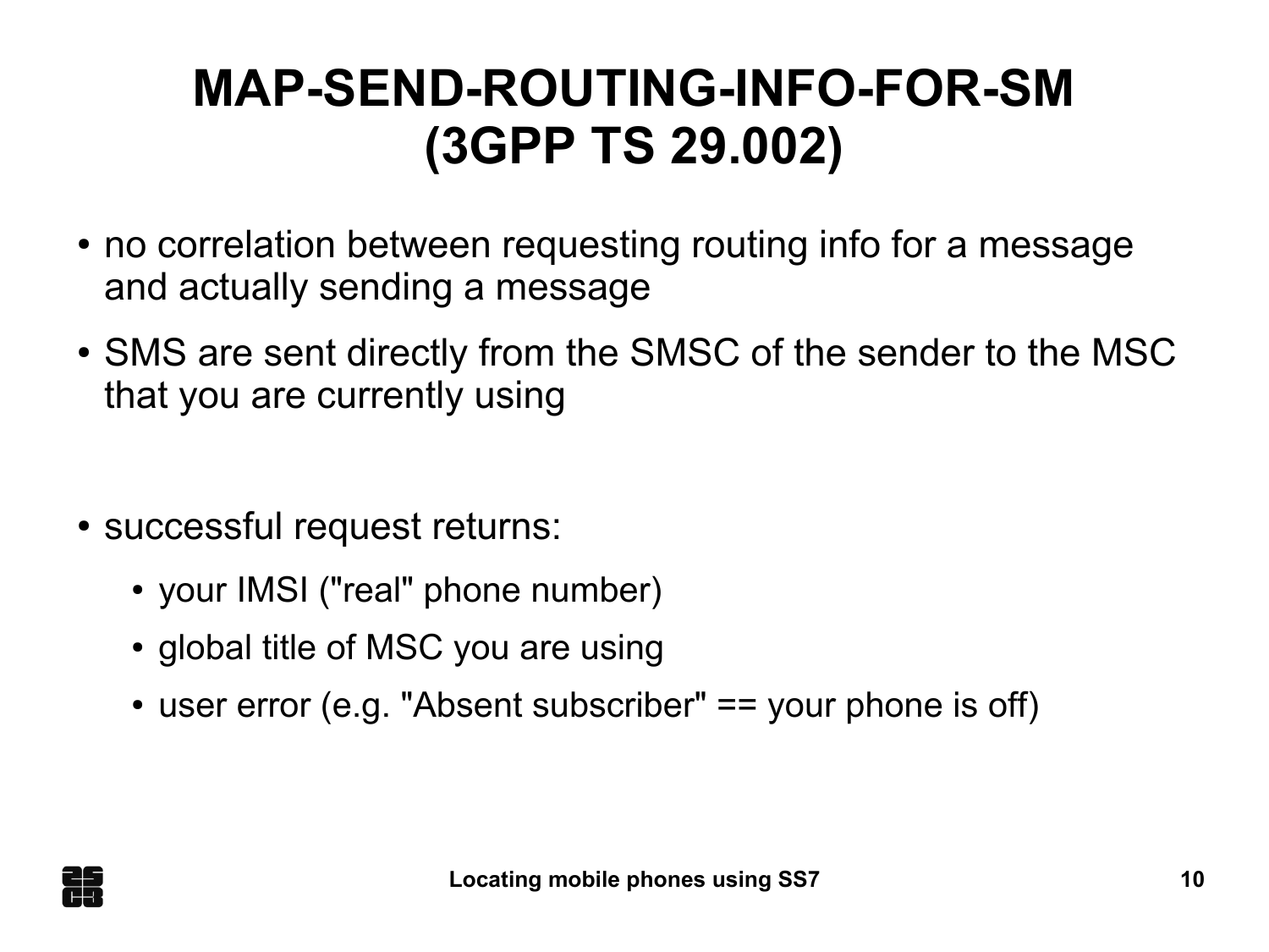# MAP-SEND-ROUTING-INFO-FOR-SM (3GPP TS 29.002)

- no correlation between requesting routing info for a message and actually sending a message
- SMS are sent directly from the SMSC of the sender to the MSC that you are currently using

- successful request returns:
  - your IMSI ("real" phone number)
  - global title of MSC you are using
  - user error (e.g. "Absent subscriber" == your phone is off)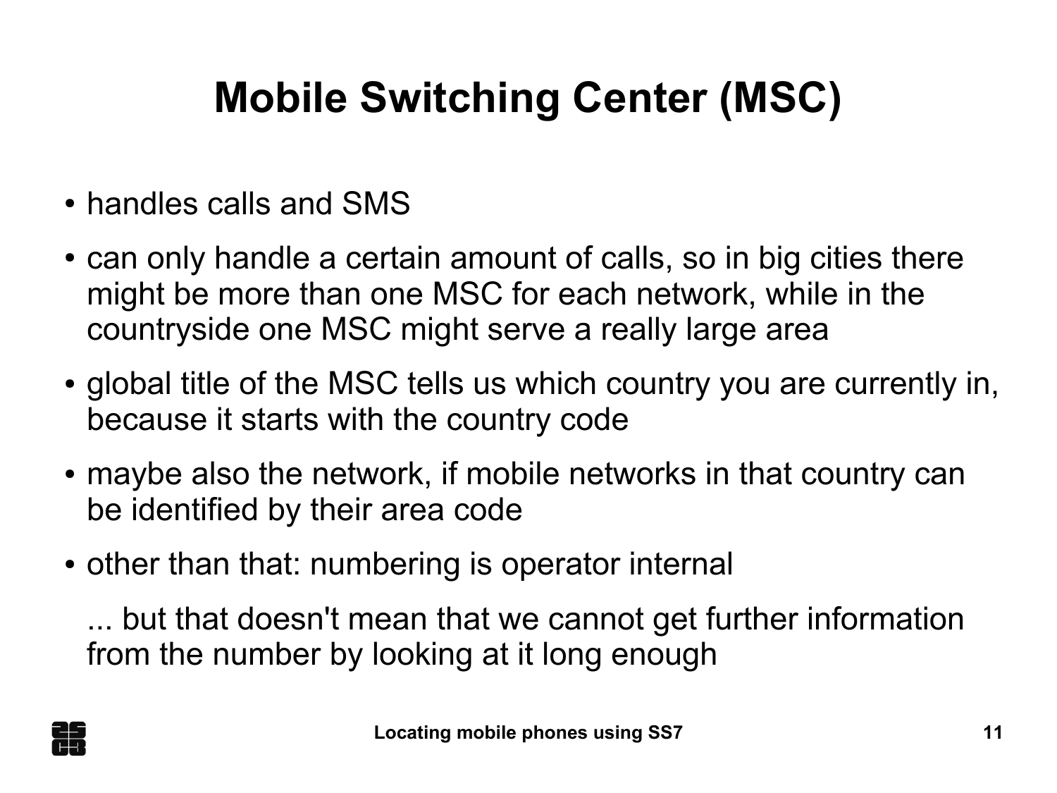# Mobile Switching Center (MSC)

- handles calls and SMS
- can only handle a certain amount of calls, so in big cities there might be more than one MSC for each network, while in the countryside one MSC might serve a really large area
- global title of the MSC tells us which country you are currently in, because it starts with the country code
- maybe also the network, if mobile networks in that country can be identified by their area code
- other than that: numbering is operator internal

  ... but that doesn't mean that we cannot get further information from the number by looking at it long enough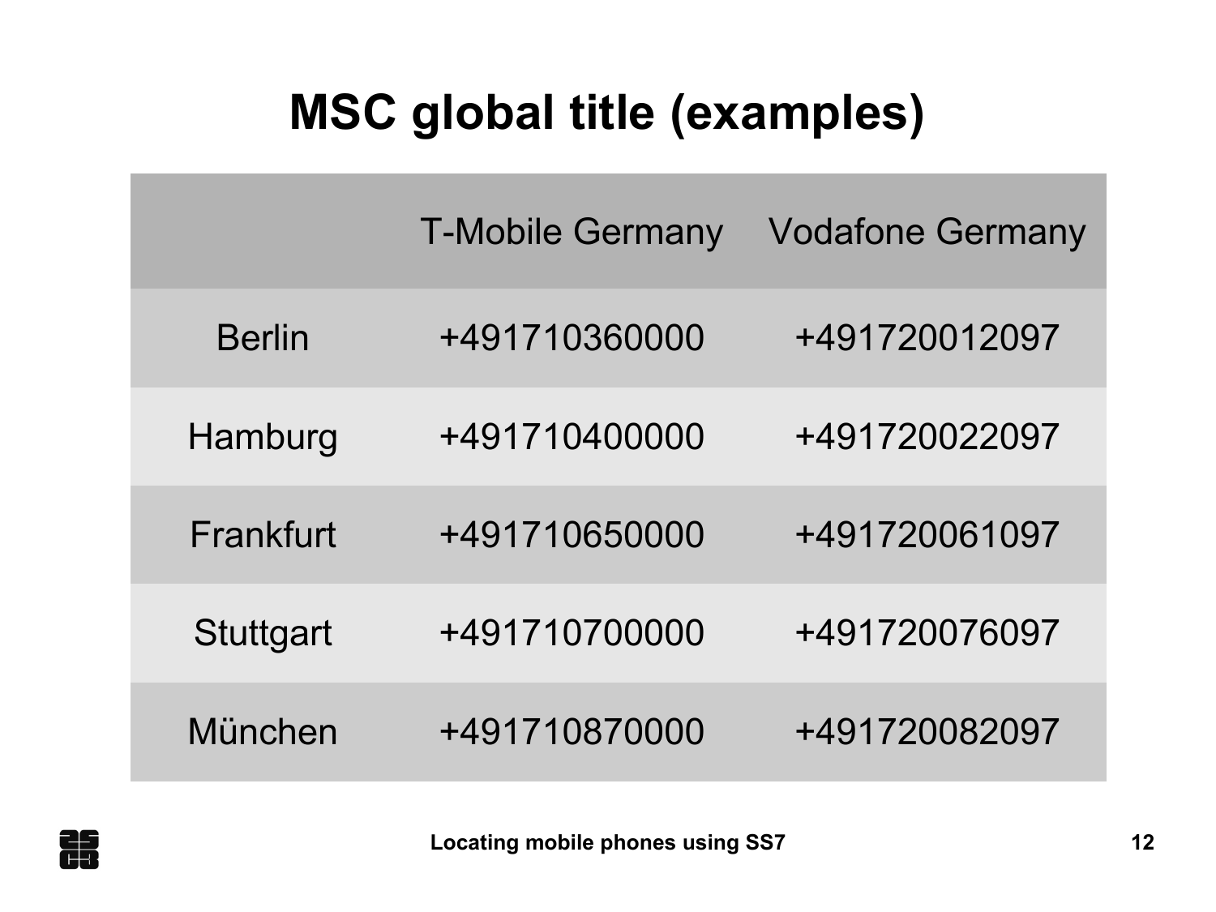# MSC global title (examples)

| | T-Mobile Germany | Vodafone Germany |
|---|---|---|
| Berlin | +491710360000 | +491720012097 |
| Hamburg | +491710400000 | +491720022097 |
| Frankfurt | +491710650000 | +491720061097 |
| Stuttgart | +491710700000 | +491720076097 |
| München | +491710870000 | +491720082097 |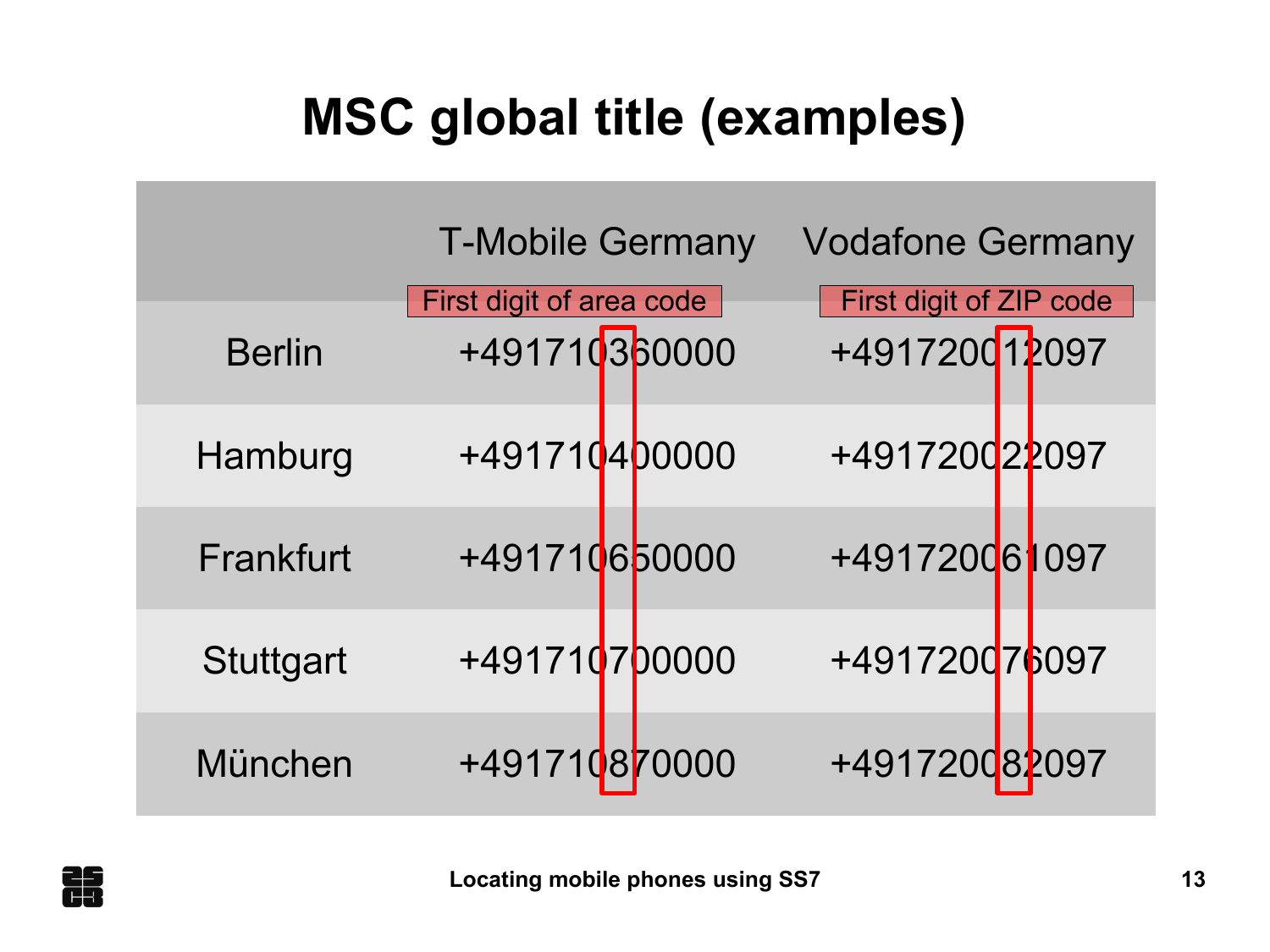# MSC global title (examples)

| | T-Mobile Germany | Vodafone Germany |
|---|---|---|
| | First digit of area code | First digit of ZIP code |
| Berlin | +491710360000 | +491720012097 |
| Hamburg | +491710400000 | +491720022097 |
| Frankfurt | +491710650000 | +491720061097 |
| Stuttgart | +491710700000 | +491720076097 |
| München | +491710870000 | +491720082097 |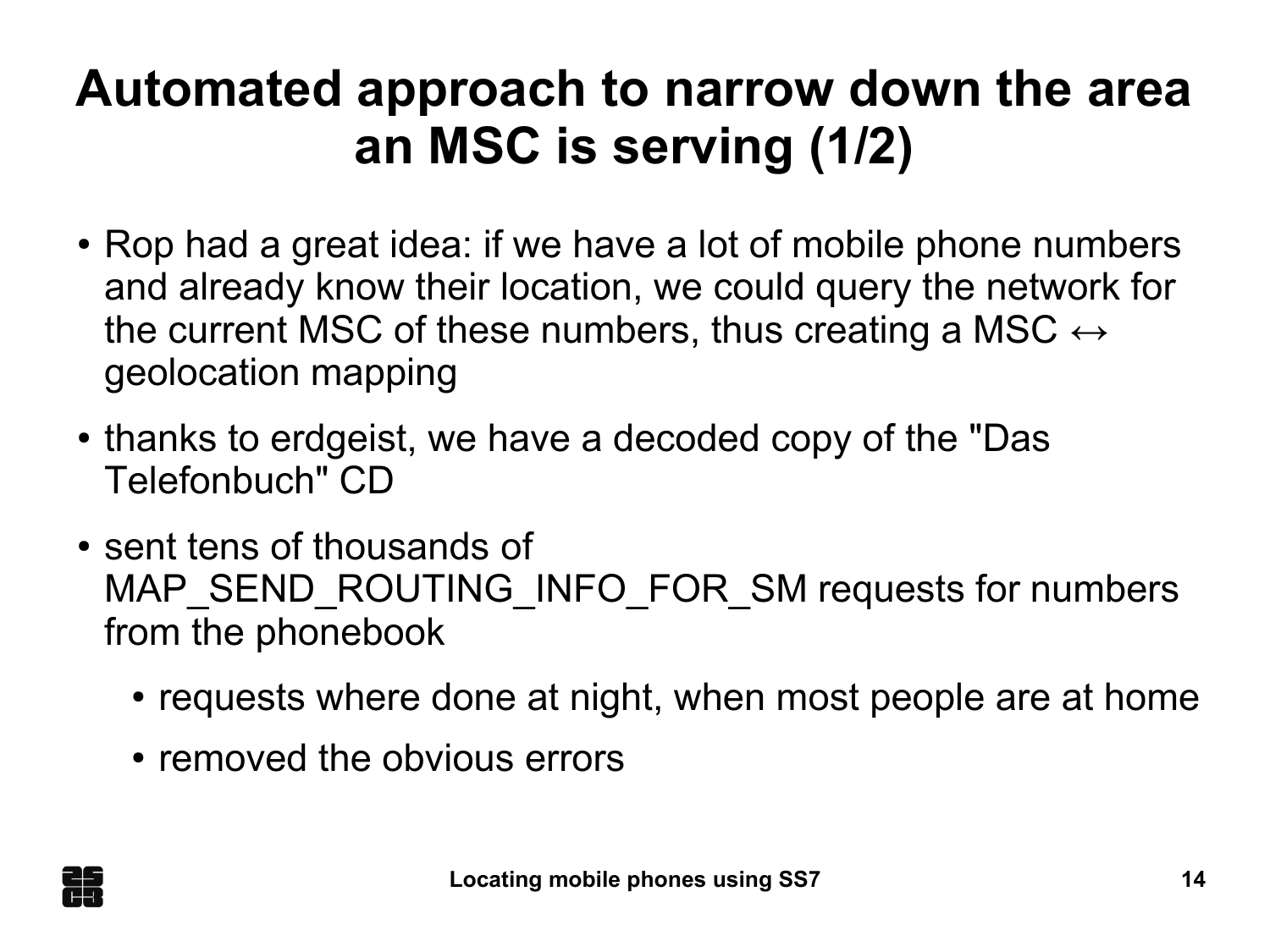# Automated approach to narrow down the area an MSC is serving (1/2)

- Rop had a great idea: if we have a lot of mobile phone numbers and already know their location, we could query the network for the current MSC of these numbers, thus creating a MSC ↔ geolocation mapping
- thanks to erdgeist, we have a decoded copy of the "Das Telefonbuch" CD
- sent tens of thousands of MAP_SEND_ROUTING_INFO_FOR_SM requests for numbers from the phonebook
  - requests where done at night, when most people are at home
  - removed the obvious errors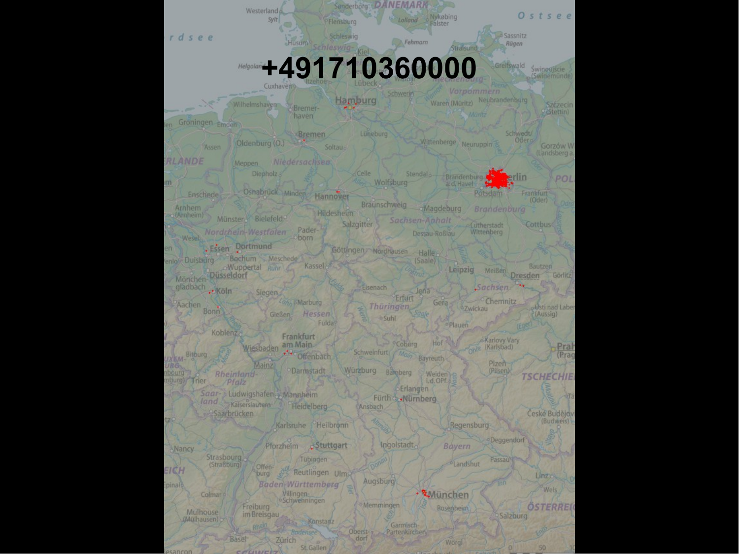+491710360000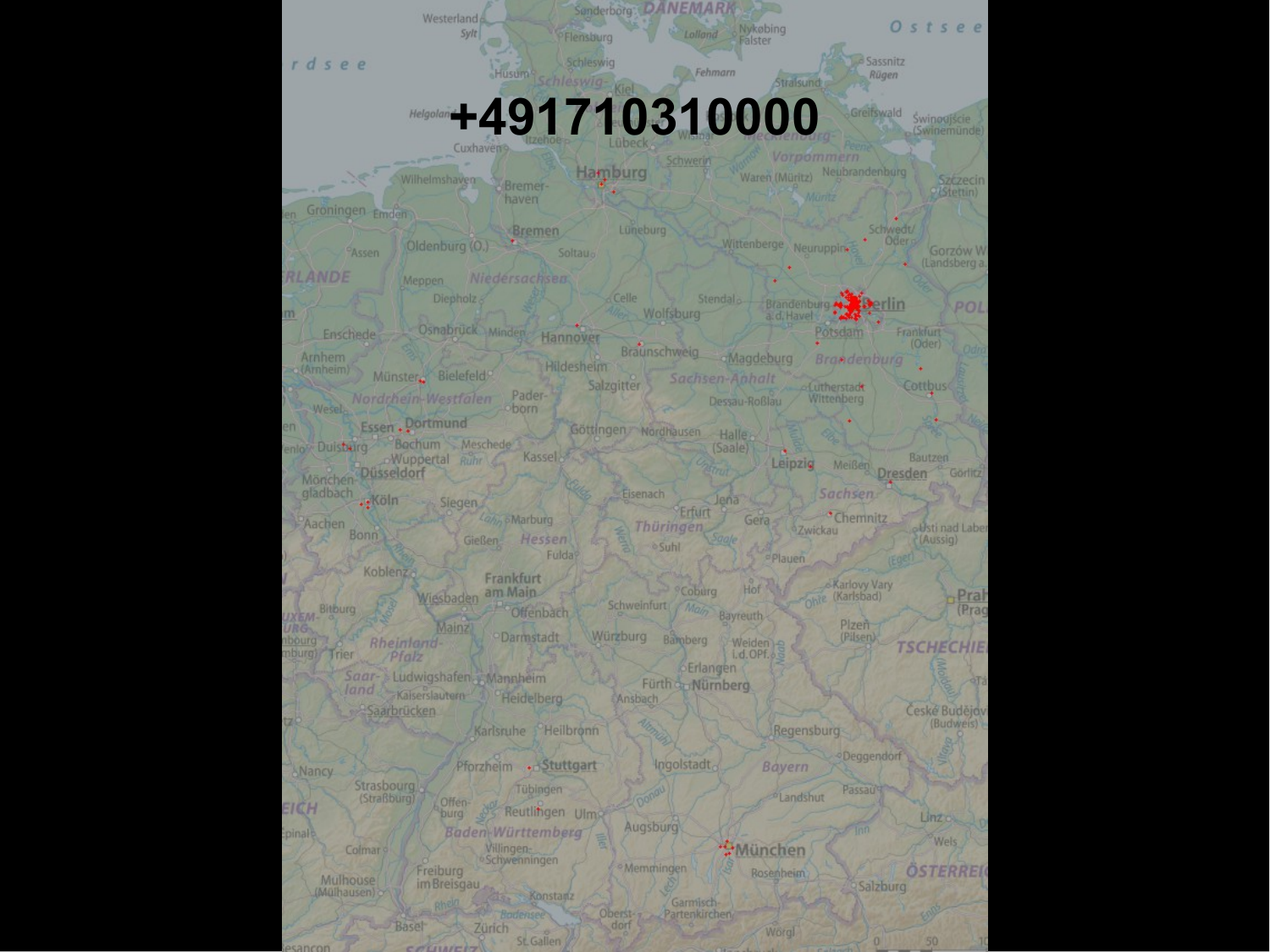+491710310000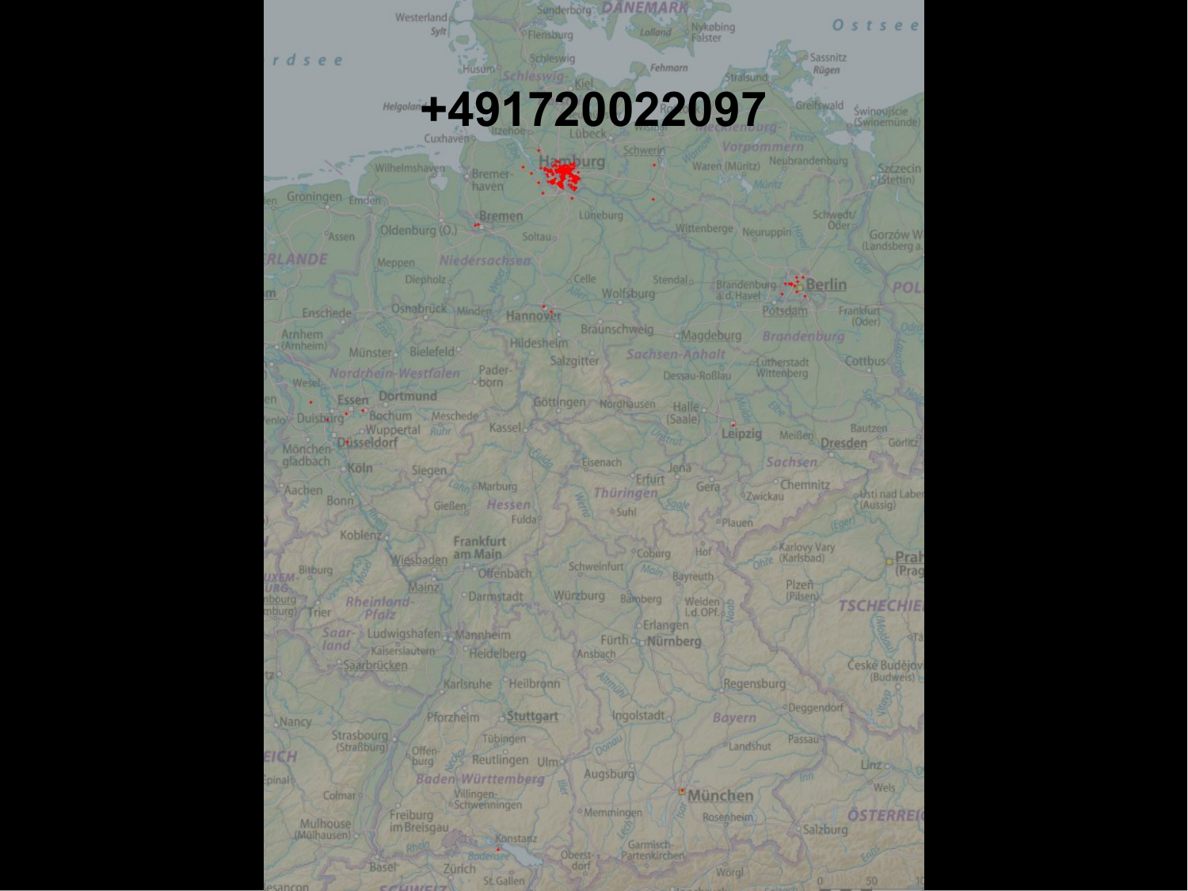# +491720022097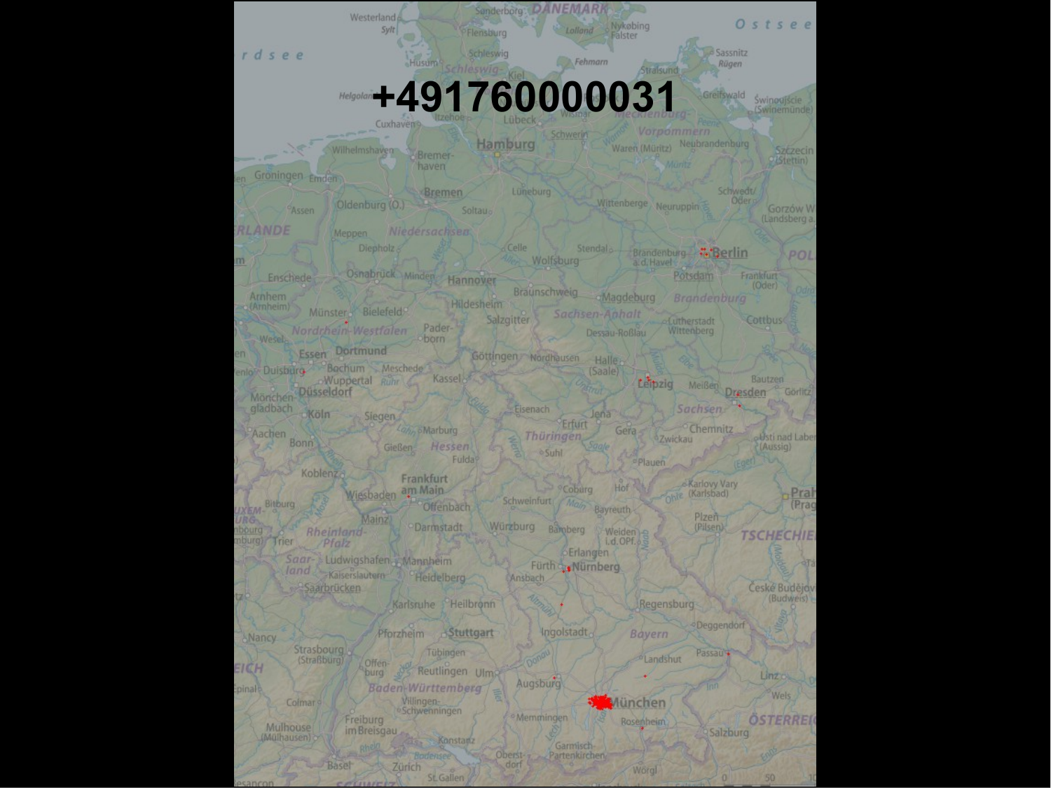+491760000031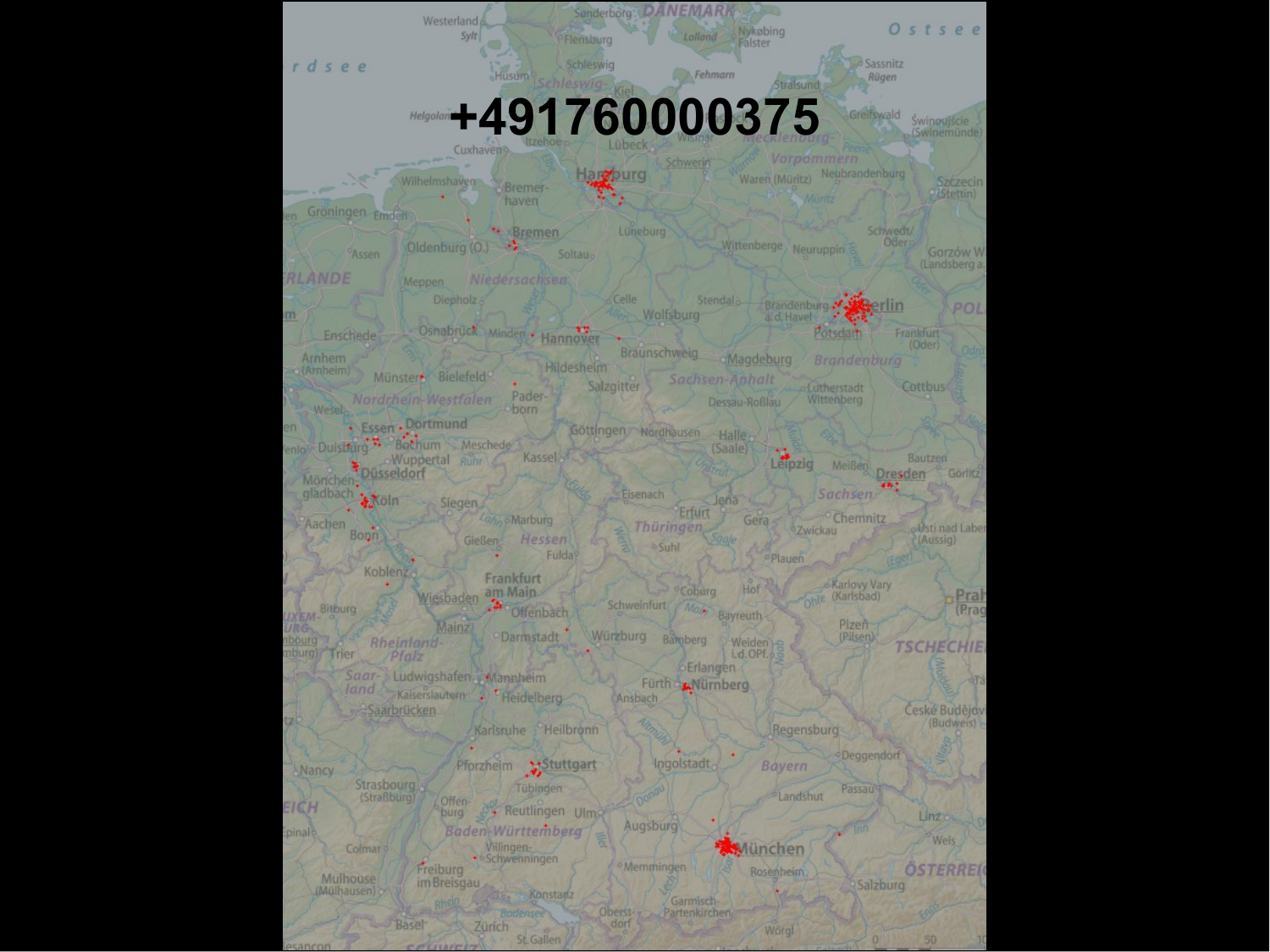+491760000375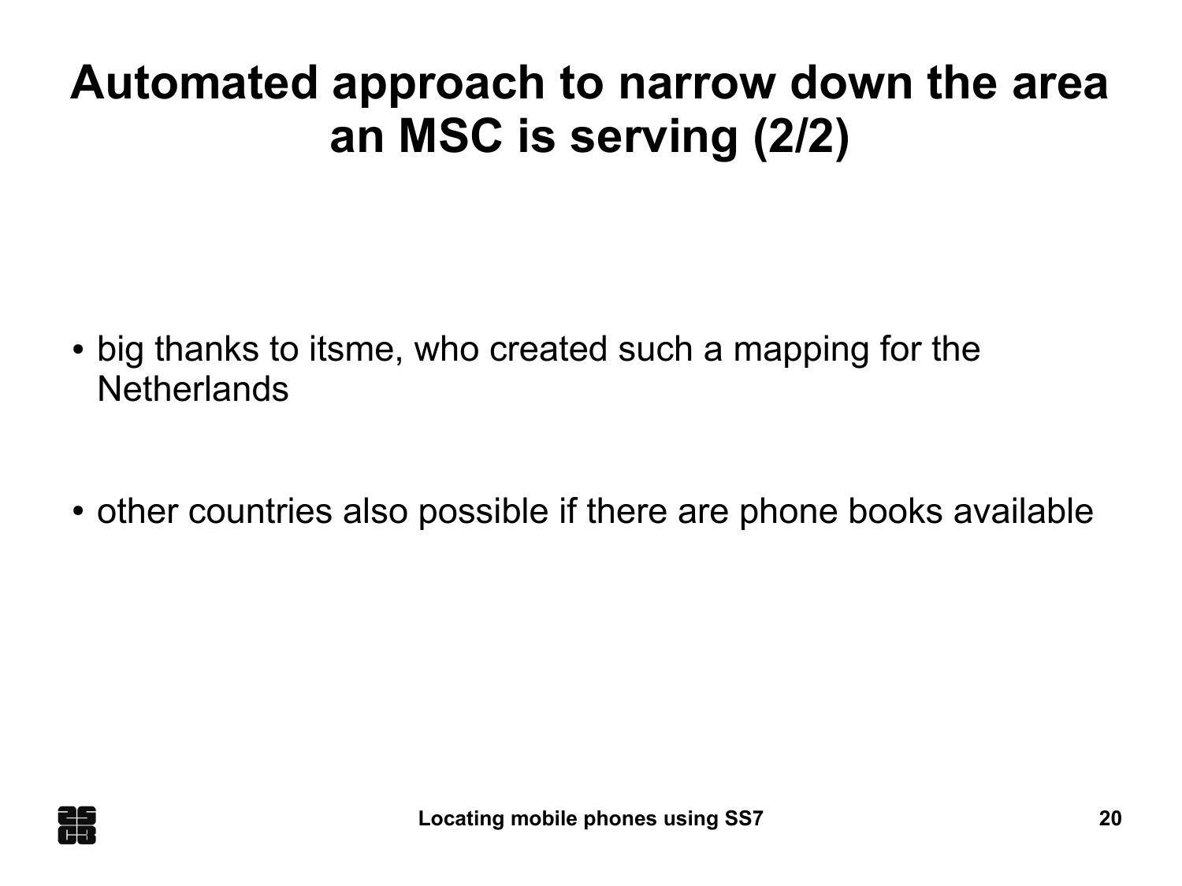# Automated approach to narrow down the area an MSC is serving (2/2)

- big thanks to itsme, who created such a mapping for the Netherlands

- other countries also possible if there are phone books available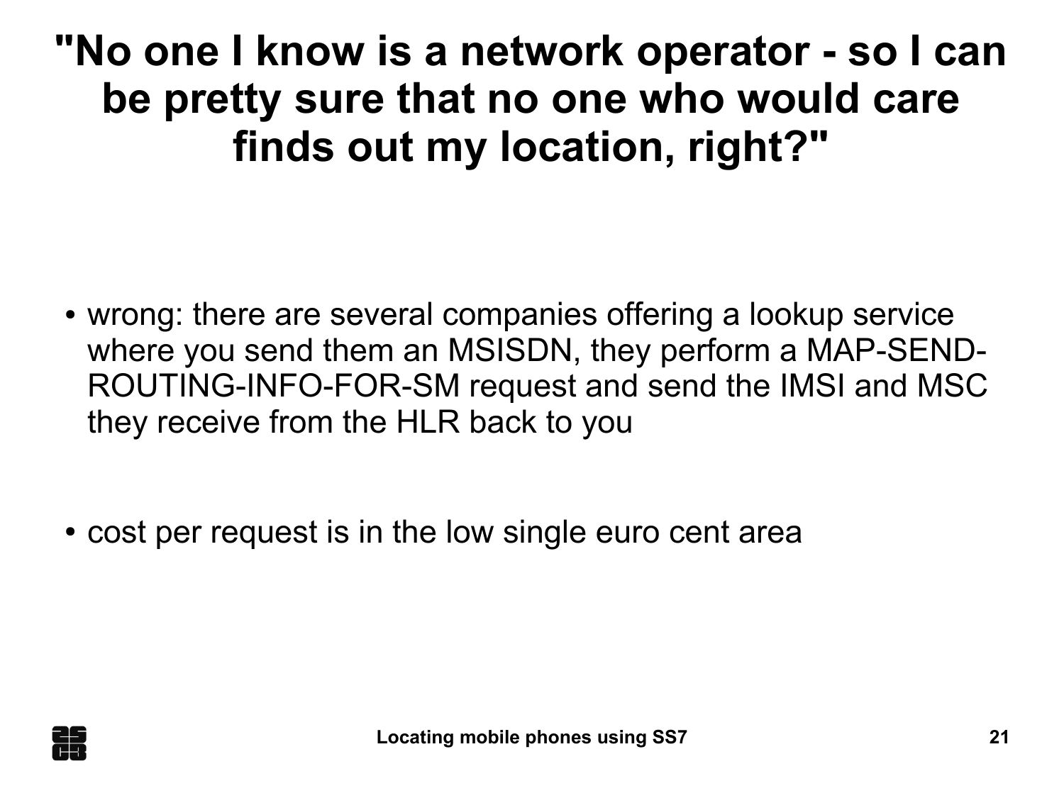# "No one I know is a network operator - so I can be pretty sure that no one who would care finds out my location, right?"

- wrong: there are several companies offering a lookup service where you send them an MSISDN, they perform a MAP-SEND-ROUTING-INFO-FOR-SM request and send the IMSI and MSC they receive from the HLR back to you
- cost per request is in the low single euro cent area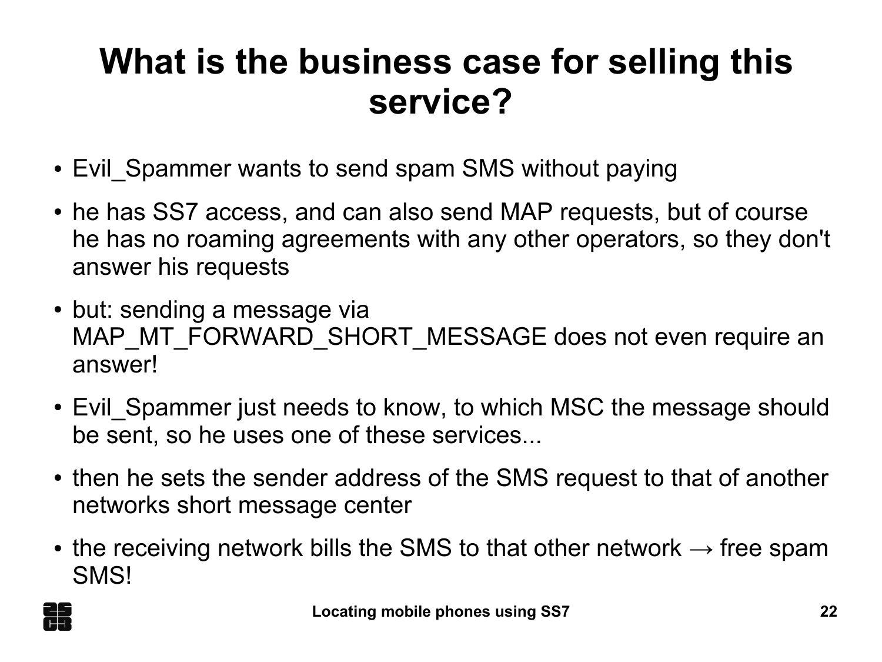# What is the business case for selling this service?

- Evil_Spammer wants to send spam SMS without paying
- he has SS7 access, and can also send MAP requests, but of course he has no roaming agreements with any other operators, so they don't answer his requests
- but: sending a message via MAP_MT_FORWARD_SHORT_MESSAGE does not even require an answer!
- Evil_Spammer just needs to know, to which MSC the message should be sent, so he uses one of these services...
- then he sets the sender address of the SMS request to that of another networks short message center
- the receiving network bills the SMS to that other network → free spam SMS!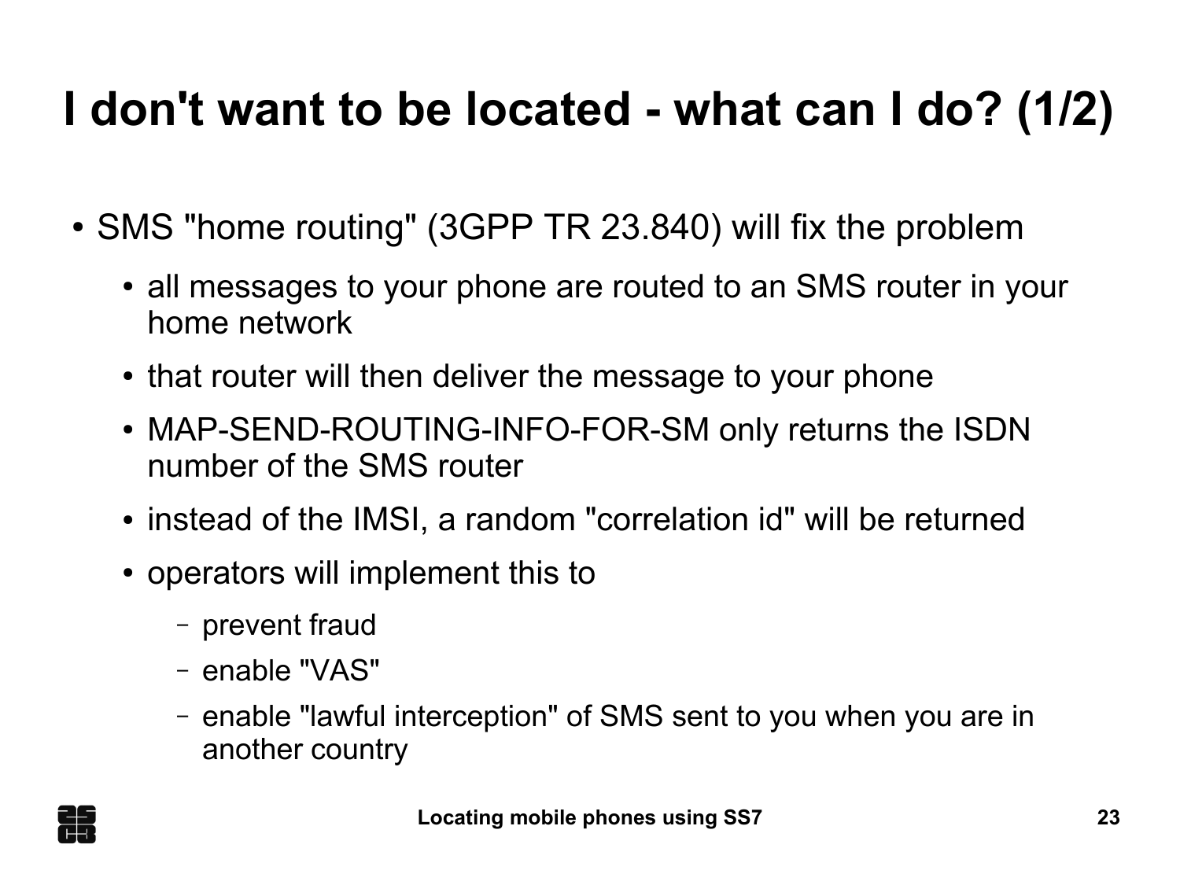# I don't want to be located - what can I do? (1/2)

- SMS "home routing" (3GPP TR 23.840) will fix the problem
  - all messages to your phone are routed to an SMS router in your home network
  - that router will then deliver the message to your phone
  - MAP-SEND-ROUTING-INFO-FOR-SM only returns the ISDN number of the SMS router
  - instead of the IMSI, a random "correlation id" will be returned
  - operators will implement this to
    - prevent fraud
    - enable "VAS"
    - enable "lawful interception" of SMS sent to you when you are in another country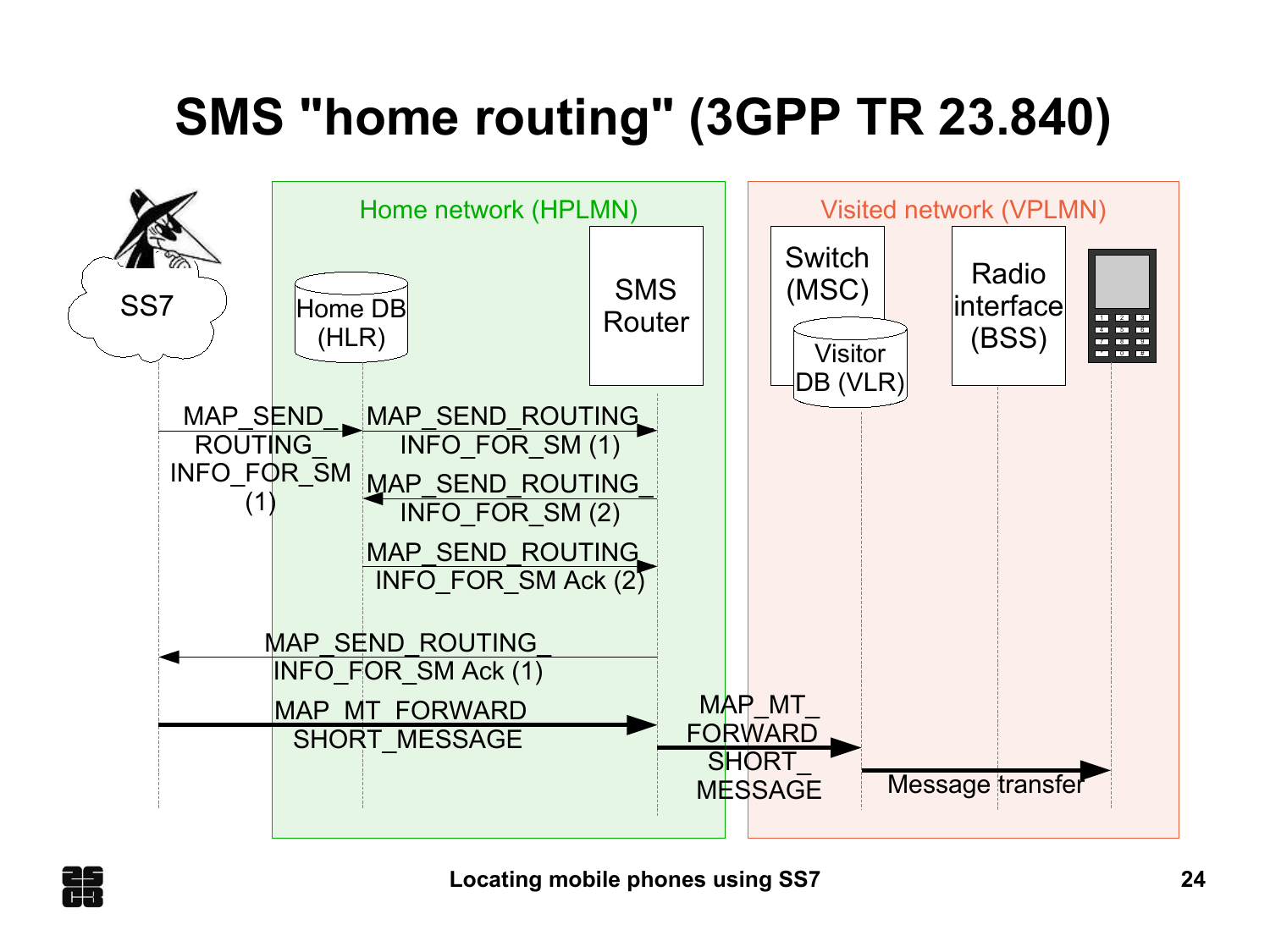# SMS "home routing" (3GPP TR 23.840)

Home network (HPLMN)

Visited network (VPLMN)

SS7

Home DB (HLR)

SMS Router

Switch (MSC)

Visitor DB (VLR)

Radio interface (BSS)

MAP_SEND_ROUTING_INFO_FOR_SM (1)

MAP_SEND_ROUTING_INFO_FOR_SM (1)

MAP_SEND_ROUTING_INFO_FOR_SM (2)

MAP_SEND_ROUTING_INFO_FOR_SM Ack (2)

MAP_SEND_ROUTING_INFO_FOR_SM Ack (1)

MAP_MT_FORWARD_SHORT_MESSAGE

MAP_MT_FORWARD_SHORT_MESSAGE

Message transfer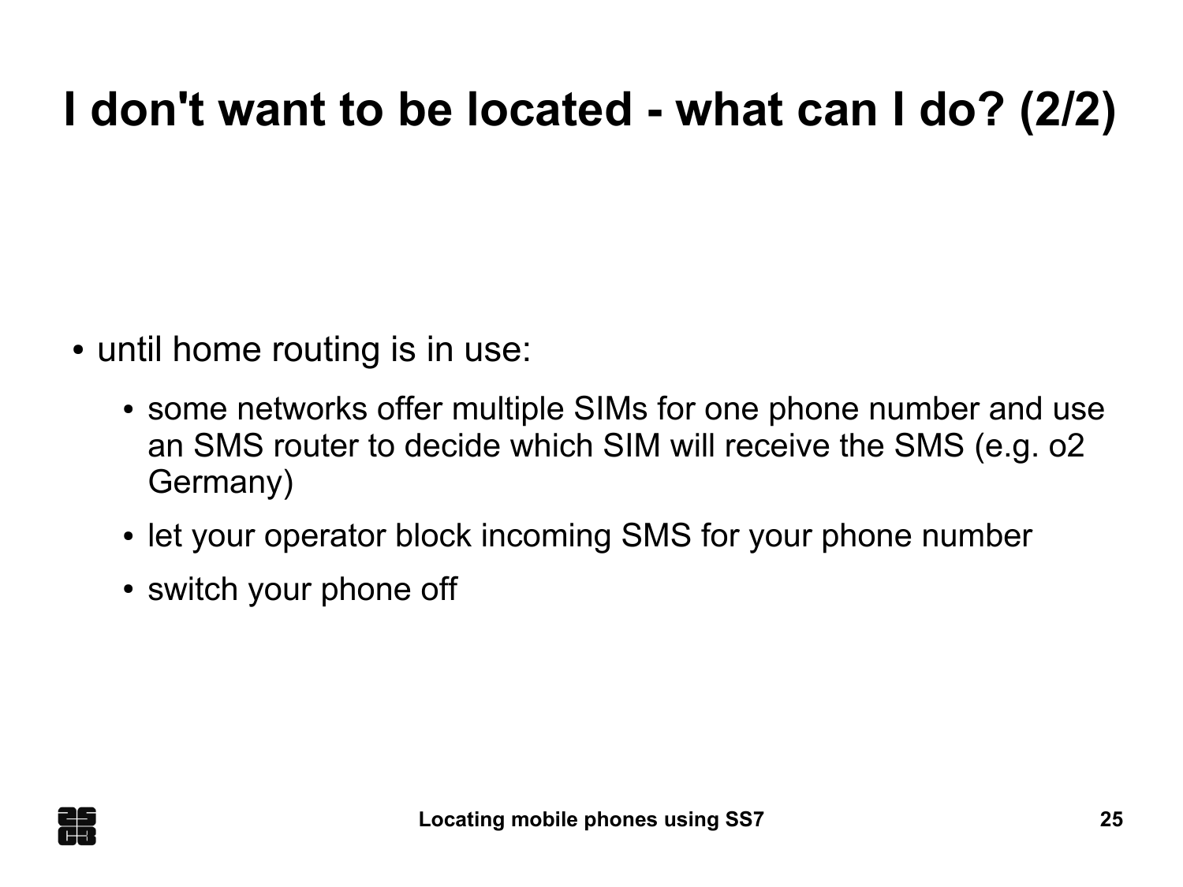# I don't want to be located - what can I do? (2/2)

- until home routing is in use:
  - some networks offer multiple SIMs for one phone number and use an SMS router to decide which SIM will receive the SMS (e.g. o2 Germany)
  - let your operator block incoming SMS for your phone number
  - switch your phone off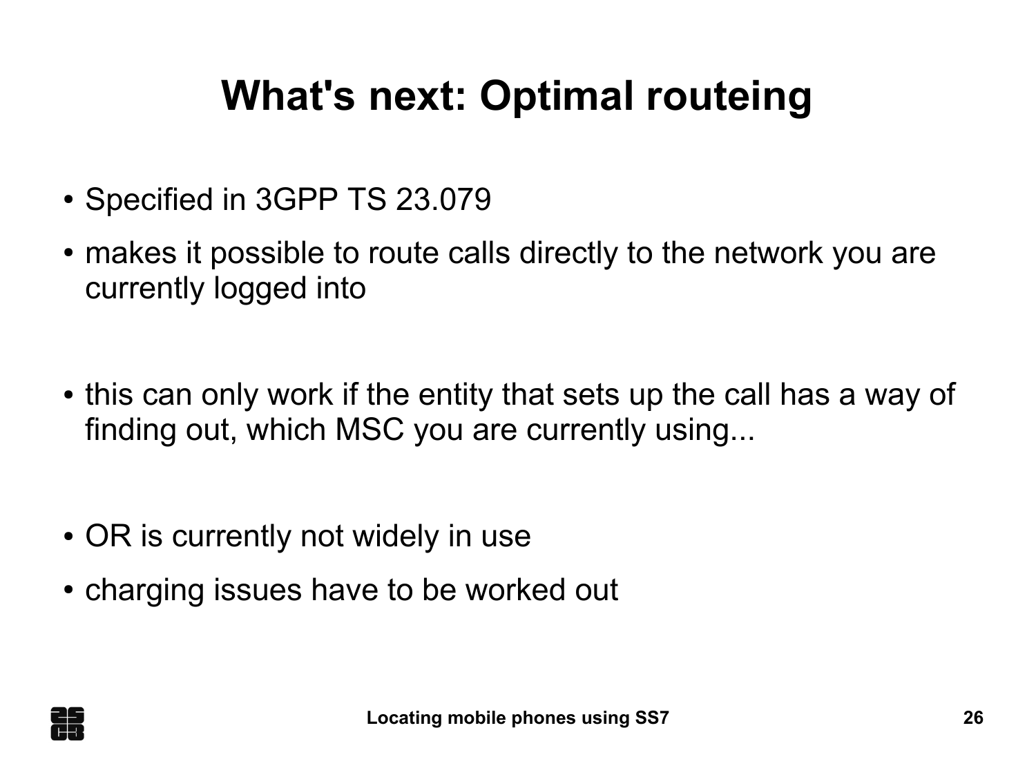# What's next: Optimal routeing

- Specified in 3GPP TS 23.079
- makes it possible to route calls directly to the network you are currently logged into

- this can only work if the entity that sets up the call has a way of finding out, which MSC you are currently using...

- OR is currently not widely in use
- charging issues have to be worked out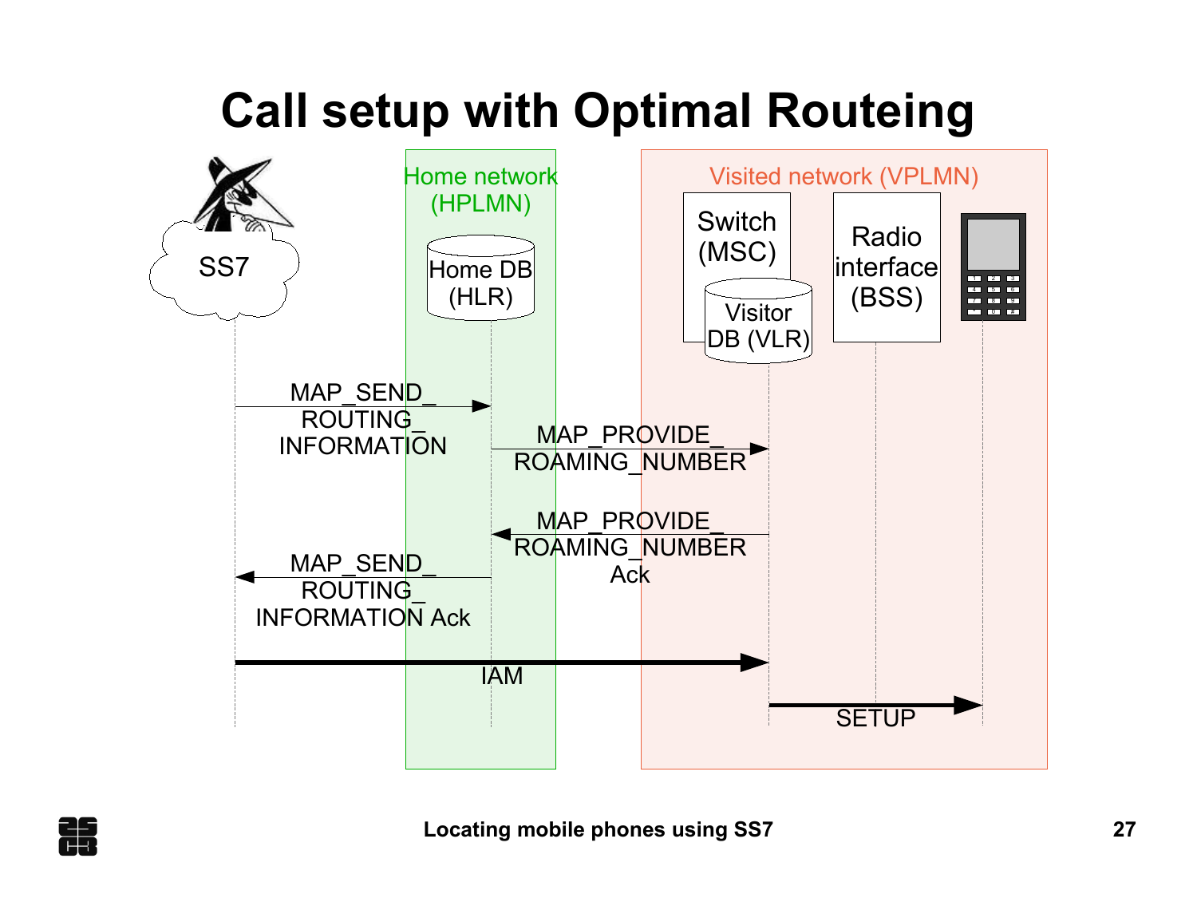# Call setup with Optimal Routeing

SS7

Home network (HPLMN)

Home DB (HLR)

Visited network (VPLMN)

Switch (MSC)

Visitor DB (VLR)

Radio interface (BSS)

MAP_SEND_ROUTING_INFORMATION

MAP_PROVIDE_ROAMING_NUMBER

MAP_PROVIDE_ROAMING_NUMBER Ack

MAP_SEND_ROUTING_INFORMATION Ack

IAM

SETUP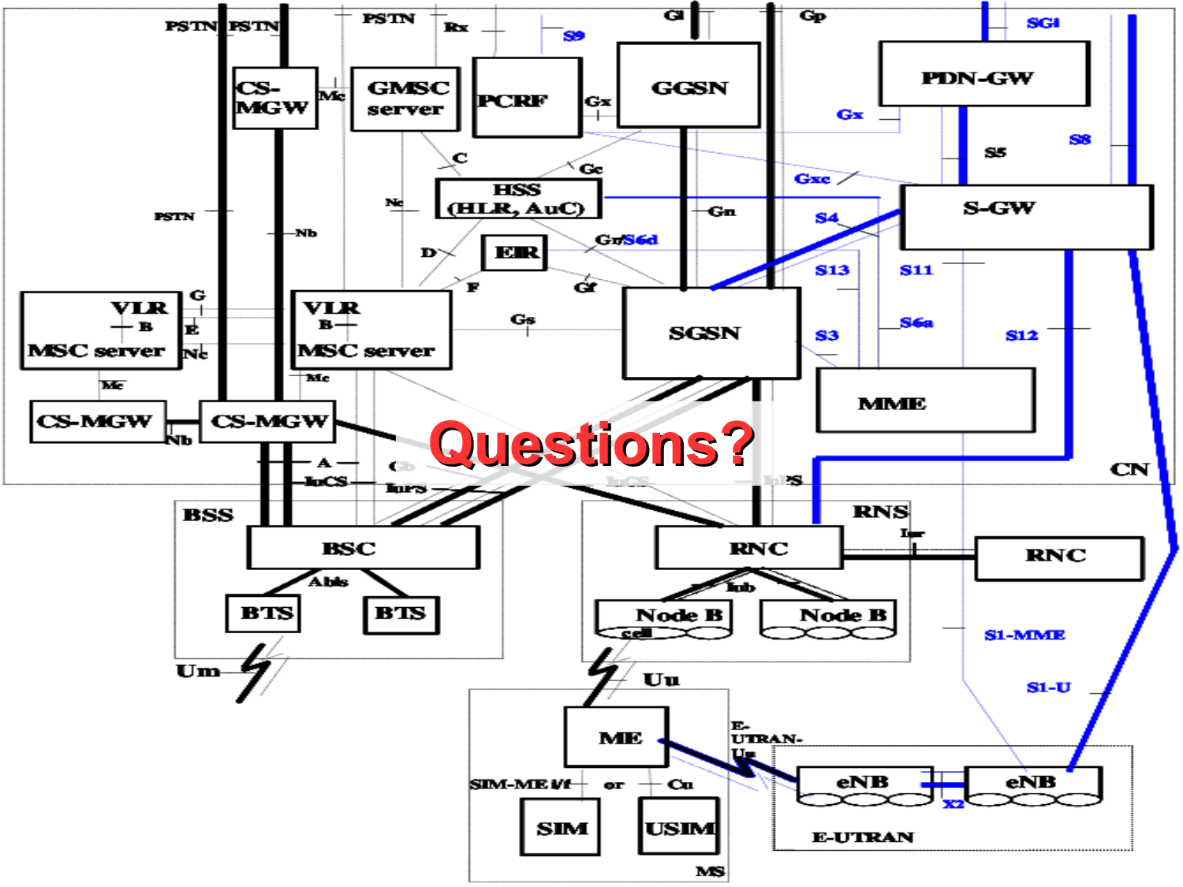# Questions?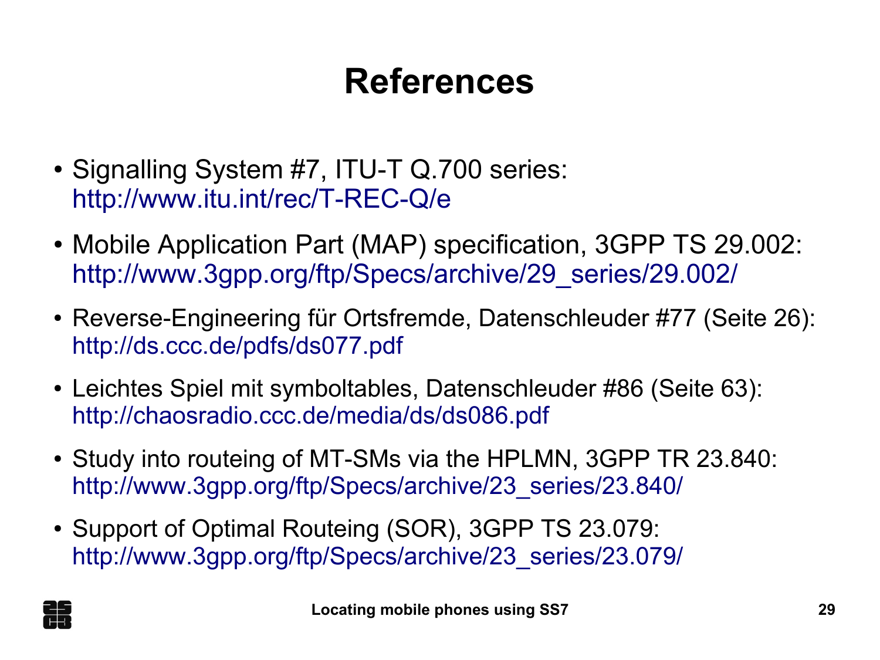# References

- Signalling System #7, ITU-T Q.700 series:
  http://www.itu.int/rec/T-REC-Q/e
- Mobile Application Part (MAP) specification, 3GPP TS 29.002:
  http://www.3gpp.org/ftp/Specs/archive/29_series/29.002/
- Reverse-Engineering für Ortsfremde, Datenschleuder #77 (Seite 26):
  http://ds.ccc.de/pdfs/ds077.pdf
- Leichtes Spiel mit symboltables, Datenschleuder #86 (Seite 63):
  http://chaosradio.ccc.de/media/ds/ds086.pdf
- Study into routeing of MT-SMs via the HPLMN, 3GPP TR 23.840:
  http://www.3gpp.org/ftp/Specs/archive/23_series/23.840/
- Support of Optimal Routeing (SOR), 3GPP TS 23.079:
  http://www.3gpp.org/ftp/Specs/archive/23_series/23.079/